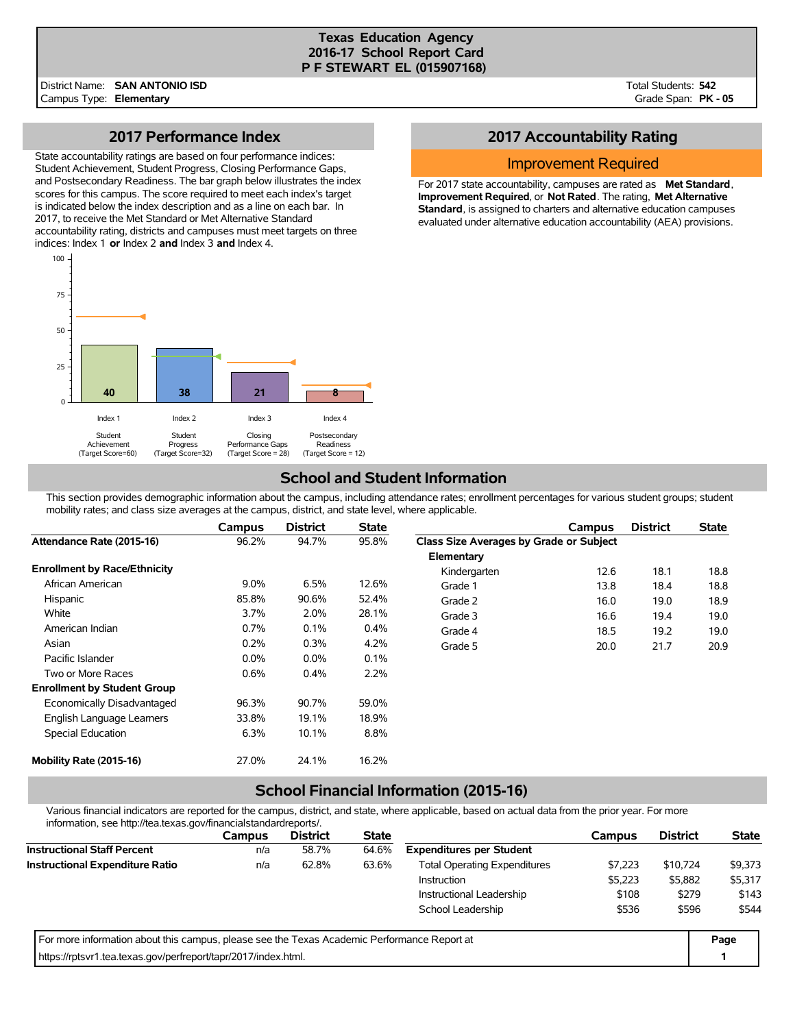# Texas Education Agency
## 2016-17 School Report Card
## P F STEWART EL (015907168)

District Name: **SAN ANTONIO ISD**
Campus Type: **Elementary**

Total Students: **542**
Grade Span: **PK - 05**

## 2017 Performance Index

State accountability ratings are based on four performance indices: Student Achievement, Student Progress, Closing Performance Gaps, and Postsecondary Readiness. The bar graph below illustrates the index scores for this campus. The score required to meet each index's target is indicated below the index description and as a line on each bar. In 2017, to receive the Met Standard or Met Alternative Standard accountability rating, districts and campuses must meet targets on three indices: Index 1 **or** Index 2 **and** Index 3 **and** Index 4.

| Index | Description | Target Score | Score |
|---|---|---|---|
| Index 1 | Student Achievement | 60 | 40 |
| Index 2 | Student Progress | 32 | 38 |
| Index 3 | Closing Performance Gaps | 28 | 21 |
| Index 4 | Postsecondary Readiness | 12 | 8 |

## 2017 Accountability Rating

**Improvement Required**

For 2017 state accountability, campuses are rated as **Met Standard**, **Improvement Required**, or **Not Rated**. The rating, **Met Alternative Standard**, is assigned to charters and alternative education campuses evaluated under alternative education accountability (AEA) provisions.

## School and Student Information

This section provides demographic information about the campus, including attendance rates; enrollment percentages for various student groups; student mobility rates; and class size averages at the campus, district, and state level, where applicable.

| | Campus | District | State |
|---|---|---|---|
| **Attendance Rate (2015-16)** | 96.2% | 94.7% | 95.8% |
| **Enrollment by Race/Ethnicity** | | | |
| African American | 9.0% | 6.5% | 12.6% |
| Hispanic | 85.8% | 90.6% | 52.4% |
| White | 3.7% | 2.0% | 28.1% |
| American Indian | 0.7% | 0.1% | 0.4% |
| Asian | 0.2% | 0.3% | 4.2% |
| Pacific Islander | 0.0% | 0.0% | 0.1% |
| Two or More Races | 0.6% | 0.4% | 2.2% |
| **Enrollment by Student Group** | | | |
| Economically Disadvantaged | 96.3% | 90.7% | 59.0% |
| English Language Learners | 33.8% | 19.1% | 18.9% |
| Special Education | 6.3% | 10.1% | 8.8% |
| **Mobility Rate (2015-16)** | 27.0% | 24.1% | 16.2% |

| | Campus | District | State |
|---|---|---|---|
| **Class Size Averages by Grade or Subject** | | | |
| **Elementary** | | | |
| Kindergarten | 12.6 | 18.1 | 18.8 |
| Grade 1 | 13.8 | 18.4 | 18.8 |
| Grade 2 | 16.0 | 19.0 | 18.9 |
| Grade 3 | 16.6 | 19.4 | 19.0 |
| Grade 4 | 18.5 | 19.2 | 19.0 |
| Grade 5 | 20.0 | 21.7 | 20.9 |

## School Financial Information (2015-16)

Various financial indicators are reported for the campus, district, and state, where applicable, based on actual data from the prior year. For more information, see http://tea.texas.gov/financialstandardreports/.

| | Campus | District | State |
|---|---|---|---|
| **Instructional Staff Percent** | n/a | 58.7% | 64.6% |
| **Instructional Expenditure Ratio** | n/a | 62.8% | 63.6% |

| | Campus | District | State |
|---|---|---|---|
| **Expenditures per Student** | | | |
| Total Operating Expenditures | $7,223 | $10,724 | $9,373 |
| Instruction | $5,223 | $5,882 | $5,317 |
| Instructional Leadership | $108 | $279 | $143 |
| School Leadership | $536 | $596 | $544 |

For more information about this campus, please see the Texas Academic Performance Report at https://rptsvr1.tea.texas.gov/perfreport/tapr/2017/index.html.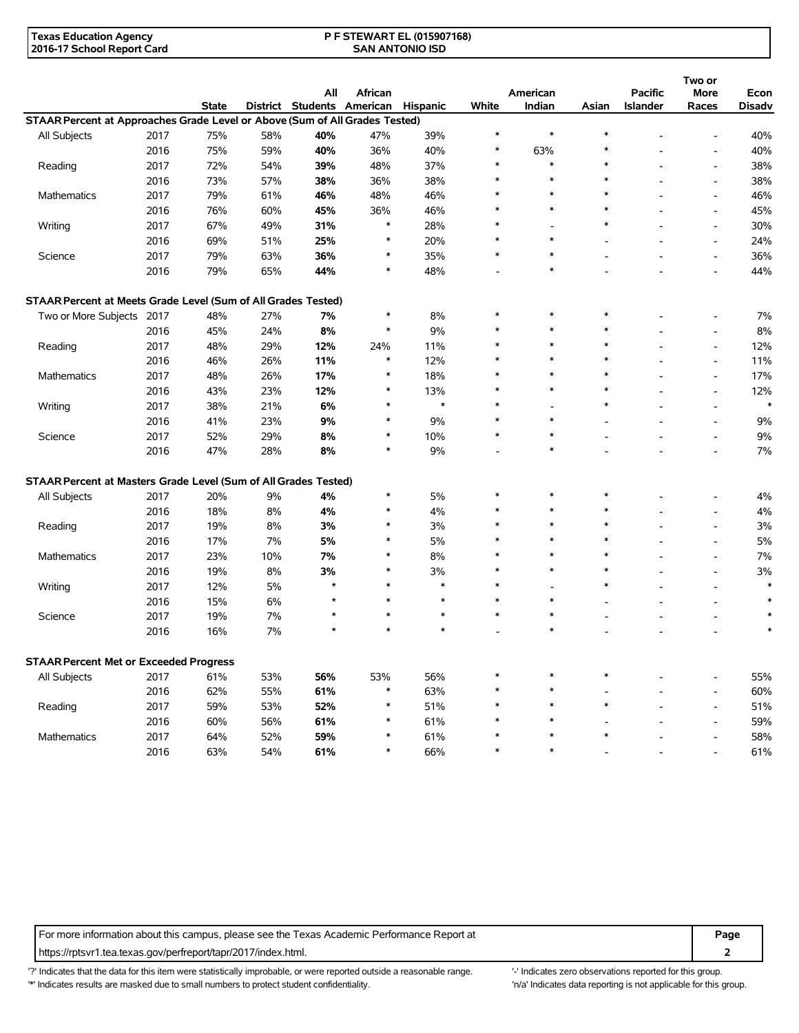Texas Education Agency
2016-17 School Report Card

P F STEWART EL (015907168)
SAN ANTONIO ISD

| | | State | District | All Students | African American | Hispanic | White | American Indian | Asian | Pacific Islander | Two or More Races | Econ Disadv |
|---|---|---|---|---|---|---|---|---|---|---|---|---|
| **STAAR Percent at Approaches Grade Level or Above (Sum of All Grades Tested)** | | | | | | | | | | | | |
| All Subjects | 2017 | 75% | 58% | **40%** | 47% | 39% | * | * | * | - | - | 40% |
| | 2016 | 75% | 59% | **40%** | 36% | 40% | * | 63% | * | - | - | 40% |
| Reading | 2017 | 72% | 54% | **39%** | 48% | 37% | * | * | * | - | - | 38% |
| | 2016 | 73% | 57% | **38%** | 36% | 38% | * | * | * | - | - | 38% |
| Mathematics | 2017 | 79% | 61% | **46%** | 48% | 46% | * | * | * | - | - | 46% |
| | 2016 | 76% | 60% | **45%** | 36% | 46% | * | * | * | - | - | 45% |
| Writing | 2017 | 67% | 49% | **31%** | * | 28% | * | - | * | - | - | 30% |
| | 2016 | 69% | 51% | **25%** | * | 20% | * | * | - | - | - | 24% |
| Science | 2017 | 79% | 63% | **36%** | * | 35% | * | * | - | - | - | 36% |
| | 2016 | 79% | 65% | **44%** | * | 48% | - | * | - | - | - | 44% |
| **STAAR Percent at Meets Grade Level (Sum of All Grades Tested)** | | | | | | | | | | | | |
| Two or More Subjects | 2017 | 48% | 27% | **7%** | * | 8% | * | * | * | - | - | 7% |
| | 2016 | 45% | 24% | **8%** | * | 9% | * | * | * | - | - | 8% |
| Reading | 2017 | 48% | 29% | **12%** | 24% | 11% | * | * | * | - | - | 12% |
| | 2016 | 46% | 26% | **11%** | * | 12% | * | * | * | - | - | 11% |
| Mathematics | 2017 | 48% | 26% | **17%** | * | 18% | * | * | * | - | - | 17% |
| | 2016 | 43% | 23% | **12%** | * | 13% | * | * | * | - | - | 12% |
| Writing | 2017 | 38% | 21% | **6%** | * | * | * | - | * | - | - | * |
| | 2016 | 41% | 23% | **9%** | * | 9% | * | * | - | - | - | 9% |
| Science | 2017 | 52% | 29% | **8%** | * | 10% | * | * | - | - | - | 9% |
| | 2016 | 47% | 28% | **8%** | * | 9% | - | * | - | - | - | 7% |
| **STAAR Percent at Masters Grade Level (Sum of All Grades Tested)** | | | | | | | | | | | | |
| All Subjects | 2017 | 20% | 9% | **4%** | * | 5% | * | * | * | - | - | 4% |
| | 2016 | 18% | 8% | **4%** | * | 4% | * | * | * | - | - | 4% |
| Reading | 2017 | 19% | 8% | **3%** | * | 3% | * | * | * | - | - | 3% |
| | 2016 | 17% | 7% | **5%** | * | 5% | * | * | * | - | - | 5% |
| Mathematics | 2017 | 23% | 10% | **7%** | * | 8% | * | * | * | - | - | 7% |
| | 2016 | 19% | 8% | **3%** | * | 3% | * | * | * | - | - | 3% |
| Writing | 2017 | 12% | 5% | * | * | * | * | - | * | - | - | * |
| | 2016 | 15% | 6% | * | * | * | * | * | - | - | - | * |
| Science | 2017 | 19% | 7% | * | * | * | * | * | - | - | - | * |
| | 2016 | 16% | 7% | * | * | * | - | * | - | - | - | * |
| **STAAR Percent Met or Exceeded Progress** | | | | | | | | | | | | |
| All Subjects | 2017 | 61% | 53% | **56%** | 53% | 56% | * | * | * | - | - | 55% |
| | 2016 | 62% | 55% | **61%** | * | 63% | * | * | - | - | - | 60% |
| Reading | 2017 | 59% | 53% | **52%** | * | 51% | * | * | * | - | - | 51% |
| | 2016 | 60% | 56% | **61%** | * | 61% | * | * | - | - | - | 59% |
| Mathematics | 2017 | 64% | 52% | **59%** | * | 61% | * | * | * | - | - | 58% |
| | 2016 | 63% | 54% | **61%** | * | 66% | * | * | - | - | - | 61% |

For more information about this campus, please see the Texas Academic Performance Report at https://rptsvr1.tea.texas.gov/perfreport/tapr/2017/index.html.

'?' Indicates that the data for this item were statistically improbable, or were reported outside a reasonable range.
'*' Indicates results are masked due to small numbers to protect student confidentiality.
'-' Indicates zero observations reported for this group.
'n/a' Indicates data reporting is not applicable for this group.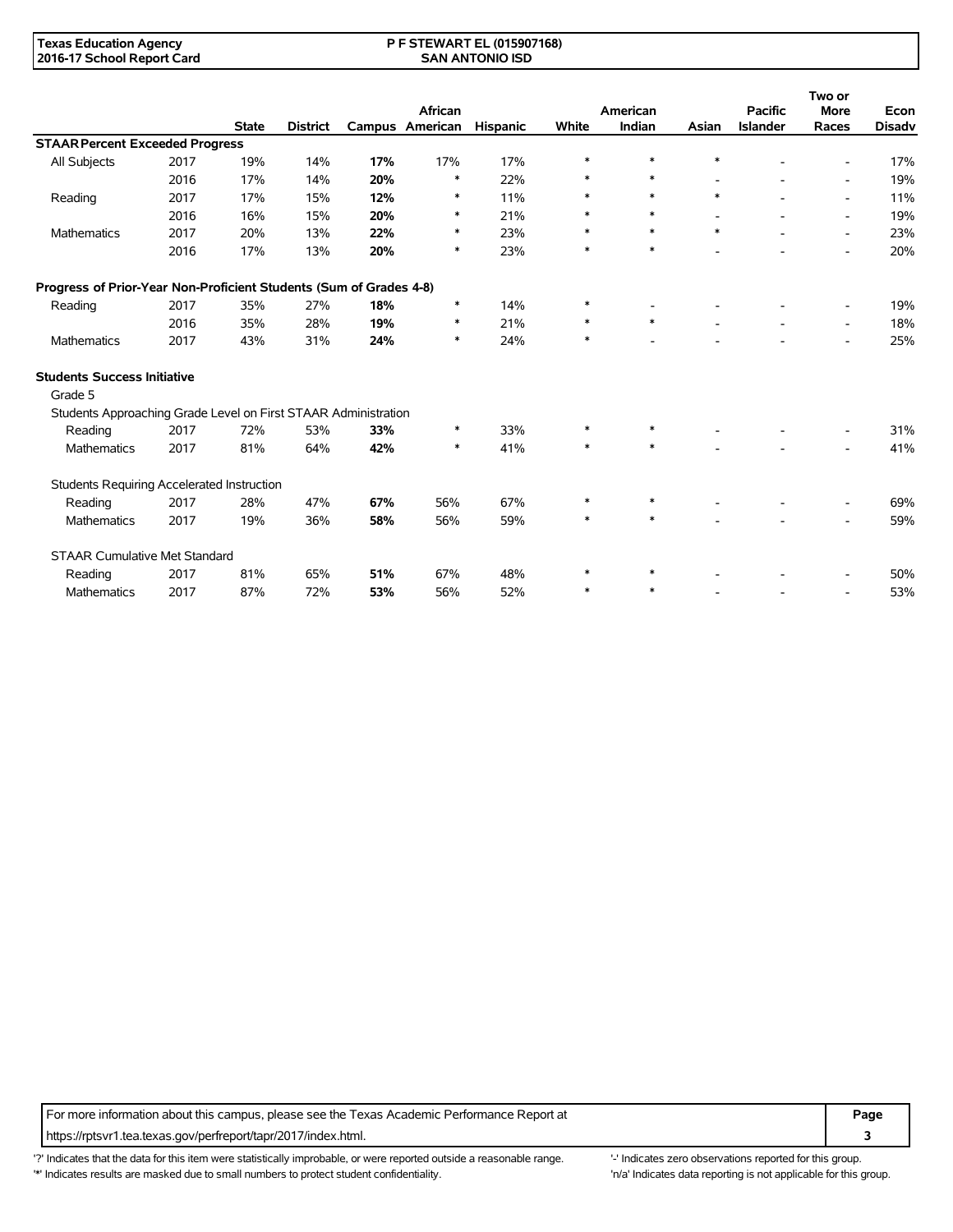| | | State | District | Campus | African American | Hispanic | White | American Indian | Asian | Pacific Islander | Two or More Races | Econ Disadv |
|---|---|---|---|---|---|---|---|---|---|---|---|---|
| **STAAR Percent Exceeded Progress** | | | | | | | | | | | | |
| All Subjects | 2017 | 19% | 14% | **17%** | 17% | 17% | * | * | * | - | - | 17% |
| | 2016 | 17% | 14% | **20%** | * | 22% | * | * | - | - | - | 19% |
| Reading | 2017 | 17% | 15% | **12%** | * | 11% | * | * | * | - | - | 11% |
| | 2016 | 16% | 15% | **20%** | * | 21% | * | * | - | - | - | 19% |
| Mathematics | 2017 | 20% | 13% | **22%** | * | 23% | * | * | * | - | - | 23% |
| | 2016 | 17% | 13% | **20%** | * | 23% | * | * | - | - | - | 20% |
| **Progress of Prior-Year Non-Proficient Students (Sum of Grades 4-8)** | | | | | | | | | | | | |
| Reading | 2017 | 35% | 27% | **18%** | * | 14% | * | - | - | - | - | 19% |
| | 2016 | 35% | 28% | **19%** | * | 21% | * | * | - | - | - | 18% |
| Mathematics | 2017 | 43% | 31% | **24%** | * | 24% | * | - | - | - | - | 25% |
| **Students Success Initiative** | | | | | | | | | | | | |
| Grade 5 | | | | | | | | | | | | |
| Students Approaching Grade Level on First STAAR Administration | | | | | | | | | | | | |
| Reading | 2017 | 72% | 53% | **33%** | * | 33% | * | * | - | - | - | 31% |
| Mathematics | 2017 | 81% | 64% | **42%** | * | 41% | * | * | - | - | - | 41% |
| Students Requiring Accelerated Instruction | | | | | | | | | | | | |
| Reading | 2017 | 28% | 47% | **67%** | 56% | 67% | * | * | - | - | - | 69% |
| Mathematics | 2017 | 19% | 36% | **58%** | 56% | 59% | * | * | - | - | - | 59% |
| STAAR Cumulative Met Standard | | | | | | | | | | | | |
| Reading | 2017 | 81% | 65% | **51%** | 67% | 48% | * | * | - | - | - | 50% |
| Mathematics | 2017 | 87% | 72% | **53%** | 56% | 52% | * | * | - | - | - | 53% |

For more information about this campus, please see the Texas Academic Performance Report at https://rptsvr1.tea.texas.gov/perfreport/tapr/2017/index.html.

'?' Indicates that the data for this item were statistically improbable, or were reported outside a reasonable range.
'*' Indicates results are masked due to small numbers to protect student confidentiality.
'-' Indicates zero observations reported for this group.
'n/a' Indicates data reporting is not applicable for this group.